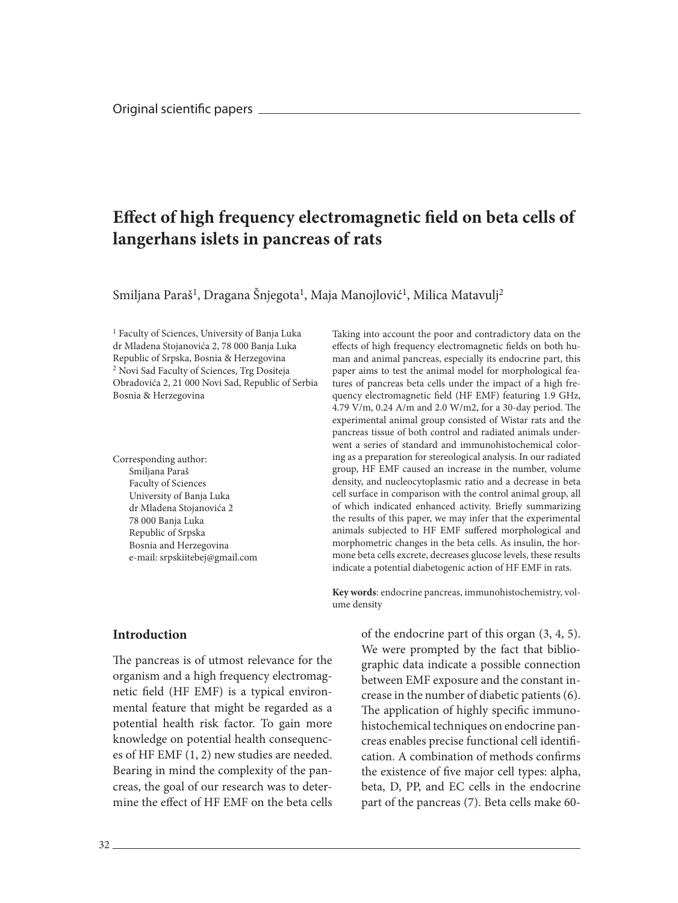Original scientific papers

# Effect of high frequency electromagnetic field on beta cells of langerhans islets in pancreas of rats

Smiljana Paraš[1], Dragana Šnjegota[1], Maja Manojlović[1], Milica Matavulj[2]

[1] Faculty of Sciences, University of Banja Luka
dr Mladena Stojanovića 2, 78 000 Banja Luka
Republic of Srpska, Bosnia & Herzegovina
[2] Novi Sad Faculty of Sciences, Trg Dositeja Obradovića 2, 21 000 Novi Sad, Republic of Serbia
Bosnia & Herzegovina

Corresponding author:
Smiljana Paraš
Faculty of Sciences
University of Banja Luka
dr Mladena Stojanovića 2
78 000 Banja Luka
Republic of Srpska
Bosnia and Herzegovina
e-mail: srpskiitebej@gmail.com

Taking into account the poor and contradictory data on the effects of high frequency electromagnetic fields on both human and animal pancreas, especially its endocrine part, this paper aims to test the animal model for morphological features of pancreas beta cells under the impact of a high frequency electromagnetic field (HF EMF) featuring 1.9 GHz, 4.79 V/m, 0.24 A/m and 2.0 W/m2, for a 30-day period. The experimental animal group consisted of Wistar rats and the pancreas tissue of both control and radiated animals underwent a series of standard and immunohistochemical coloring as a preparation for stereological analysis. In our radiated group, HF EMF caused an increase in the number, volume density, and nucleocytoplasmic ratio and a decrease in beta cell surface in comparison with the control animal group, all of which indicated enhanced activity. Briefly summarizing the results of this paper, we may infer that the experimental animals subjected to HF EMF suffered morphological and morphometric changes in the beta cells. As insulin, the hormone beta cells excrete, decreases glucose levels, these results indicate a potential diabetogenic action of HF EMF in rats.

**Key words**: endocrine pancreas, immunohistochemistry, volume density

## Introduction

The pancreas is of utmost relevance for the organism and a high frequency electromagnetic field (HF EMF) is a typical environmental feature that might be regarded as a potential health risk factor. To gain more knowledge on potential health consequences of HF EMF (1, 2) new studies are needed. Bearing in mind the complexity of the pancreas, the goal of our research was to determine the effect of HF EMF on the beta cells of the endocrine part of this organ (3, 4, 5). We were prompted by the fact that bibliographic data indicate a possible connection between EMF exposure and the constant increase in the number of diabetic patients (6). The application of highly specific immunohistochemical techniques on endocrine pancreas enables precise functional cell identification. A combination of methods confirms the existence of five major cell types: alpha, beta, D, PP, and EC cells in the endocrine part of the pancreas (7). Beta cells make 60-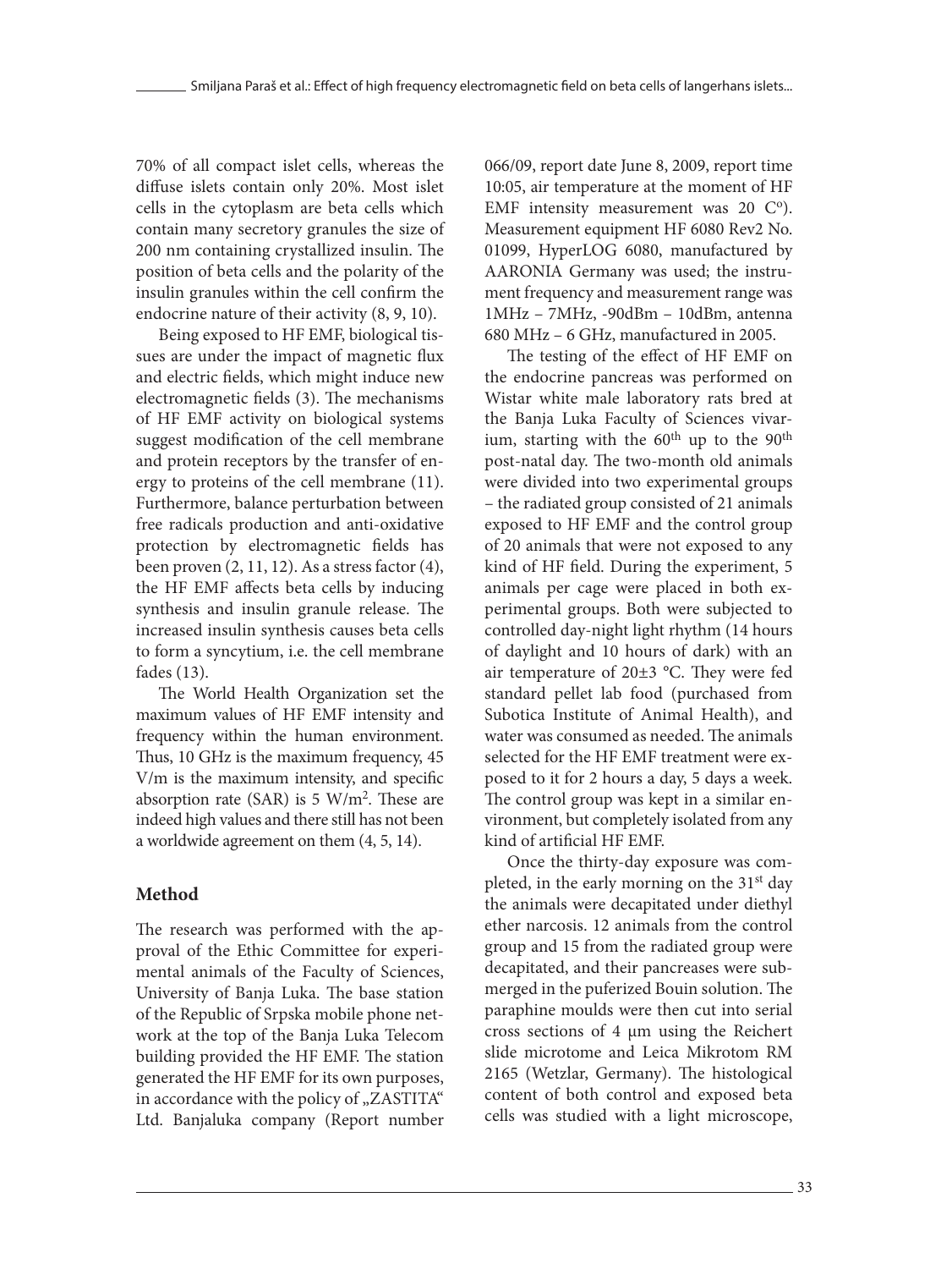70% of all compact islet cells, whereas the diffuse islets contain only 20%. Most islet cells in the cytoplasm are beta cells which contain many secretory granules the size of 200 nm containing crystallized insulin. The position of beta cells and the polarity of the insulin granules within the cell confirm the endocrine nature of their activity (8, 9, 10).

Being exposed to HF EMF, biological tissues are under the impact of magnetic flux and electric fields, which might induce new electromagnetic fields (3). The mechanisms of HF EMF activity on biological systems suggest modification of the cell membrane and protein receptors by the transfer of energy to proteins of the cell membrane (11). Furthermore, balance perturbation between free radicals production and anti-oxidative protection by electromagnetic fields has been proven (2, 11, 12). As a stress factor (4), the HF EMF affects beta cells by inducing synthesis and insulin granule release. The increased insulin synthesis causes beta cells to form a syncytium, i.e. the cell membrane fades (13).

The World Health Organization set the maximum values of HF EMF intensity and frequency within the human environment. Thus, 10 GHz is the maximum frequency, 45 V/m is the maximum intensity, and specific absorption rate (SAR) is 5 $W/m^2$. These are indeed high values and there still has not been a worldwide agreement on them (4, 5, 14).

## Method

The research was performed with the approval of the Ethic Committee for experimental animals of the Faculty of Sciences, University of Banja Luka. The base station of the Republic of Srpska mobile phone network at the top of the Banja Luka Telecom building provided the HF EMF. The station generated the HF EMF for its own purposes, in accordance with the policy of „ZASTITA" Ltd. Banjaluka company (Report number 066/09, report date June 8, 2009, report time 10:05, air temperature at the moment of HF EMF intensity measurement was 20 C°). Measurement equipment HF 6080 Rev2 No. 01099, HyperLOG 6080, manufactured by AARONIA Germany was used; the instrument frequency and measurement range was 1MHz – 7MHz, -90dBm – 10dBm, antenna 680 MHz – 6 GHz, manufactured in 2005.

The testing of the effect of HF EMF on the endocrine pancreas was performed on Wistar white male laboratory rats bred at the Banja Luka Faculty of Sciences vivarium, starting with the 60th up to the 90th post-natal day. The two-month old animals were divided into two experimental groups – the radiated group consisted of 21 animals exposed to HF EMF and the control group of 20 animals that were not exposed to any kind of HF field. During the experiment, 5 animals per cage were placed in both experimental groups. Both were subjected to controlled day-night light rhythm (14 hours of daylight and 10 hours of dark) with an air temperature of 20±3 °C. They were fed standard pellet lab food (purchased from Subotica Institute of Animal Health), and water was consumed as needed. The animals selected for the HF EMF treatment were exposed to it for 2 hours a day, 5 days a week. The control group was kept in a similar environment, but completely isolated from any kind of artificial HF EMF.

Once the thirty-day exposure was completed, in the early morning on the 31st day the animals were decapitated under diethyl ether narcosis. 12 animals from the control group and 15 from the radiated group were decapitated, and their pancreases were submerged in the puferized Bouin solution. The paraphine moulds were then cut into serial cross sections of 4 μm using the Reichert slide microtome and Leica Mikrotom RM 2165 (Wetzlar, Germany). The histological content of both control and exposed beta cells was studied with a light microscope,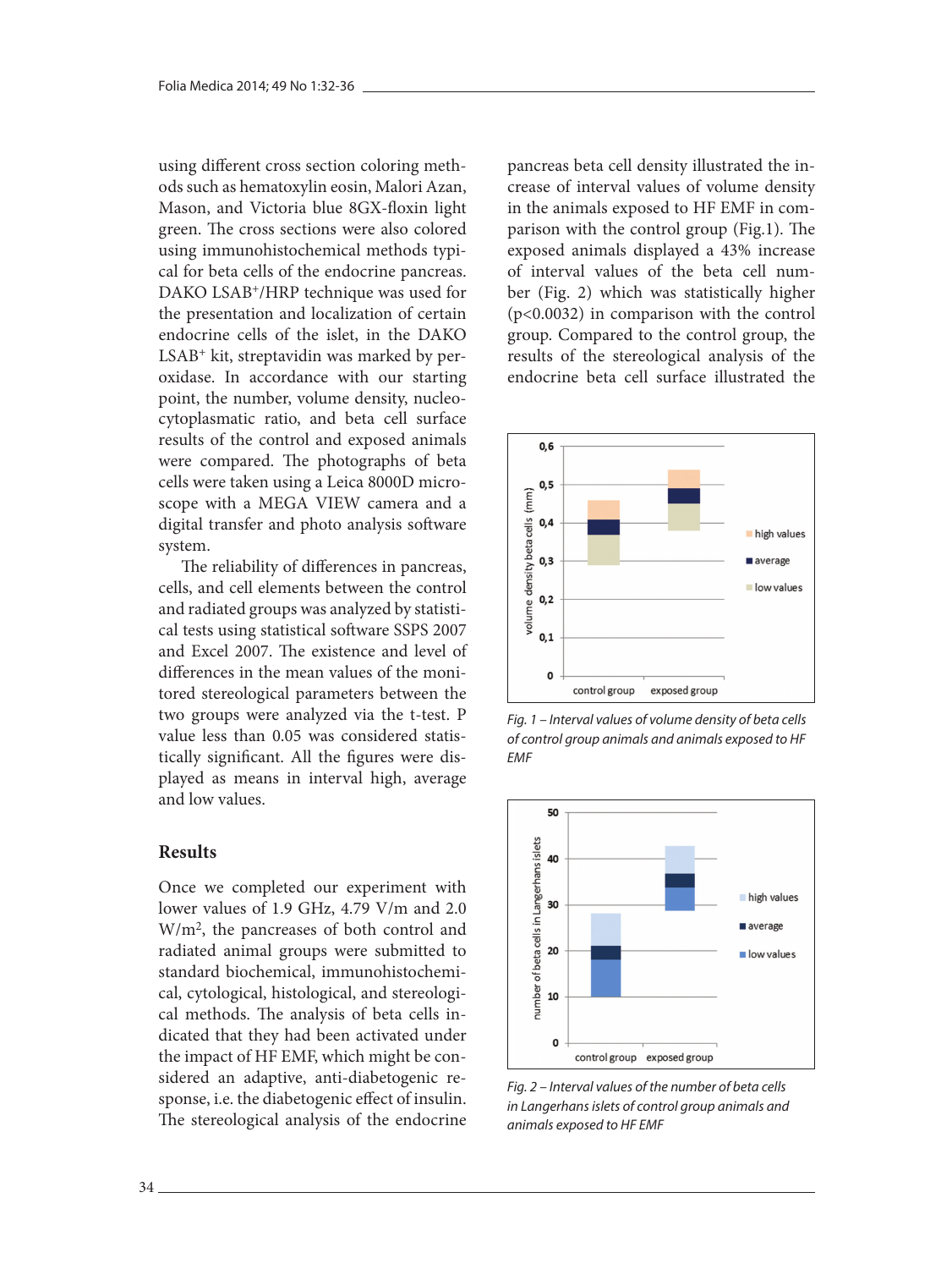using different cross section coloring methods such as hematoxylin eosin, Malori Azan, Mason, and Victoria blue 8GX-floxin light green. The cross sections were also colored using immunohistochemical methods typical for beta cells of the endocrine pancreas. DAKO LSAB$^+$/HRP technique was used for the presentation and localization of certain endocrine cells of the islet, in the DAKO LSAB$^+$ kit, streptavidin was marked by peroxidase. In accordance with our starting point, the number, volume density, nucleocytoplasmatic ratio, and beta cell surface results of the control and exposed animals were compared. The photographs of beta cells were taken using a Leica 8000D microscope with a MEGA VIEW camera and a digital transfer and photo analysis software system.

The reliability of differences in pancreas, cells, and cell elements between the control and radiated groups was analyzed by statistical tests using statistical software SSPS 2007 and Excel 2007. The existence and level of differences in the mean values of the monitored stereological parameters between the two groups were analyzed via the t-test. P value less than 0.05 was considered statistically significant. All the figures were displayed as means in interval high, average and low values.

## Results

Once we completed our experiment with lower values of 1.9 GHz, 4.79 V/m and 2.0 W/m$^2$, the pancreases of both control and radiated animal groups were submitted to standard biochemical, immunohistochemical, cytological, histological, and stereological methods. The analysis of beta cells indicated that they had been activated under the impact of HF EMF, which might be considered an adaptive, anti-diabetogenic response, i.e. the diabetogenic effect of insulin. The stereological analysis of the endocrine pancreas beta cell density illustrated the increase of interval values of volume density in the animals exposed to HF EMF in comparison with the control group (Fig.1). The exposed animals displayed a 43% increase of interval values of the beta cell number (Fig. 2) which was statistically higher ($p<0.0032$) in comparison with the control group. Compared to the control group, the results of the stereological analysis of the endocrine beta cell surface illustrated the

*Fig. 1 – Interval values of volume density of beta cells of control group animals and animals exposed to HF EMF*

*Fig. 2 – Interval values of the number of beta cells in Langerhans islets of control group animals and animals exposed to HF EMF*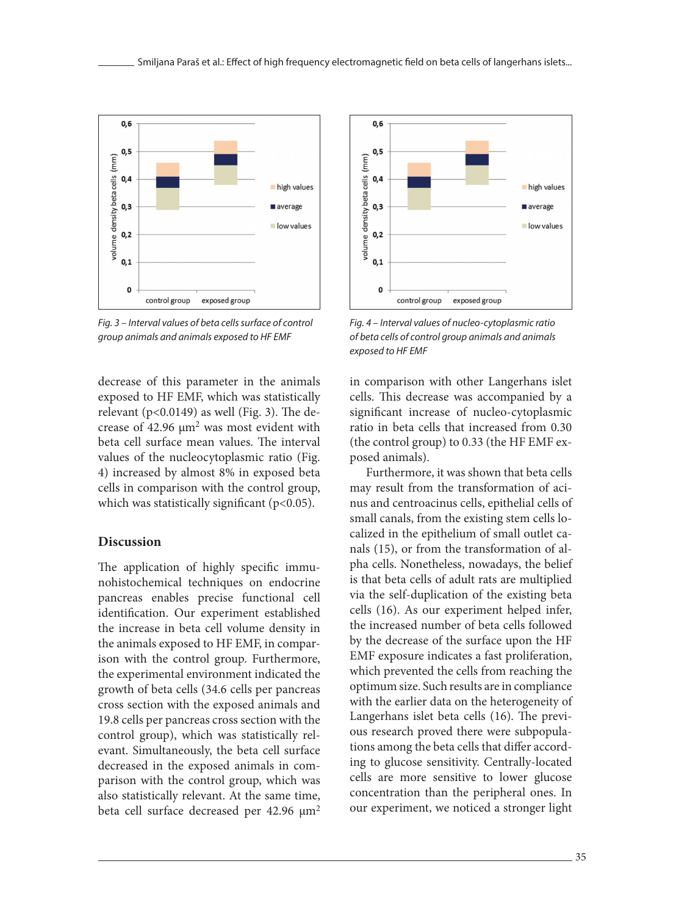Fig. 3 – Interval values of beta cells surface of control group animals and animals exposed to HF EMF

Fig. 4 – Interval values of nucleo-cytoplasmic ratio of beta cells of control group animals and animals exposed to HF EMF

decrease of this parameter in the animals exposed to HF EMF, which was statistically relevant ($p<0.0149$) as well (Fig. 3). The decrease of 42.96 $\mu m^2$ was most evident with beta cell surface mean values. The interval values of the nucleocytoplasmic ratio (Fig. 4) increased by almost 8% in exposed beta cells in comparison with the control group, which was statistically significant ($p<0.05$).

## Discussion

The application of highly specific immunohistochemical techniques on endocrine pancreas enables precise functional cell identification. Our experiment established the increase in beta cell volume density in the animals exposed to HF EMF, in comparison with the control group. Furthermore, the experimental environment indicated the growth of beta cells (34.6 cells per pancreas cross section with the exposed animals and 19.8 cells per pancreas cross section with the control group), which was statistically relevant. Simultaneously, the beta cell surface decreased in the exposed animals in comparison with the control group, which was also statistically relevant. At the same time, beta cell surface decreased per 42.96 $\mu m^2$ in comparison with other Langerhans islet cells. This decrease was accompanied by a significant increase of nucleo-cytoplasmic ratio in beta cells that increased from 0.30 (the control group) to 0.33 (the HF EMF exposed animals).

Furthermore, it was shown that beta cells may result from the transformation of acinus and centroacinus cells, epithelial cells of small canals, from the existing stem cells localized in the epithelium of small outlet canals (15), or from the transformation of alpha cells. Nonetheless, nowadays, the belief is that beta cells of adult rats are multiplied via the self-duplication of the existing beta cells (16). As our experiment helped infer, the increased number of beta cells followed by the decrease of the surface upon the HF EMF exposure indicates a fast proliferation, which prevented the cells from reaching the optimum size. Such results are in compliance with the earlier data on the heterogeneity of Langerhans islet beta cells (16). The previous research proved there were subpopulations among the beta cells that differ according to glucose sensitivity. Centrally-located cells are more sensitive to lower glucose concentration than the peripheral ones. In our experiment, we noticed a stronger light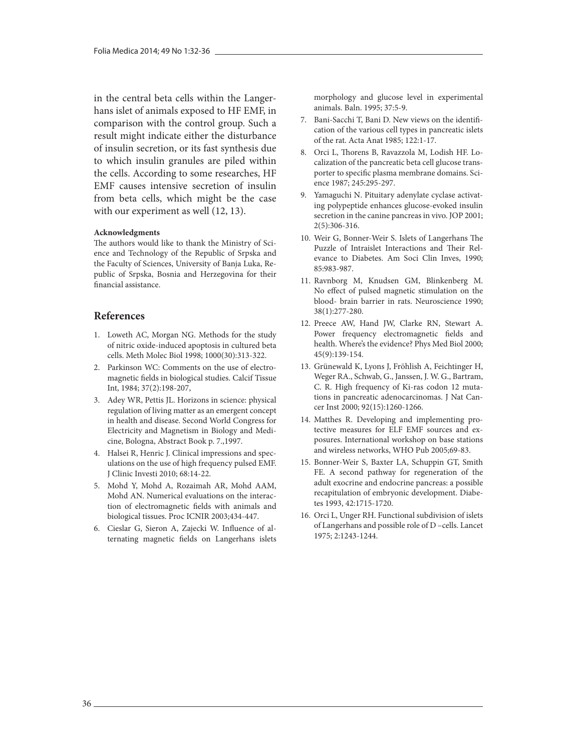in the central beta cells within the Langerhans islet of animals exposed to HF EMF, in comparison with the control group. Such a result might indicate either the disturbance of insulin secretion, or its fast synthesis due to which insulin granules are piled within the cells. According to some researches, HF EMF causes intensive secretion of insulin from beta cells, which might be the case with our experiment as well (12, 13).

**Acknowledgments**

The authors would like to thank the Ministry of Science and Technology of the Republic of Srpska and the Faculty of Sciences, University of Banja Luka, Republic of Srpska, Bosnia and Herzegovina for their financial assistance.

## References

1. Loweth AC, Morgan NG. Methods for the study of nitric oxide-induced apoptosis in cultured beta cells. Meth Molec Biol 1998; 1000(30):313-322.
2. Parkinson WC: Comments on the use of electromagnetic fields in biological studies. Calcif Tissue Int, 1984; 37(2):198-207,
3. Adey WR, Pettis JL. Horizons in science: physical regulation of living matter as an emergent concept in health and disease. Second World Congress for Electricity and Magnetism in Biology and Medicine, Bologna, Abstract Book p. 7.,1997.
4. Halsei R, Henric J. Clinical impressions and speculations on the use of high frequency pulsed EMF. J Clinic Investi 2010; 68:14-22.
5. Mohd Y, Mohd A, Rozaimah AR, Mohd AAM, Mohd AN. Numerical evaluations on the interaction of electromagnetic fields with animals and biological tissues. Proc ICNIR 2003;434-447.
6. Cieslar G, Sieron A, Zajecki W. Influence of alternating magnetic fields on Langerhans islets morphology and glucose level in experimental animals. Baln. 1995; 37:5-9.
7. Bani-Sacchi T, Bani D. New views on the identification of the various cell types in pancreatic islets of the rat. Acta Anat 1985; 122:1-17.
8. Orci L, Thorens B, Ravazzola M, Lodish HF. Localization of the pancreatic beta cell glucose transporter to specific plasma membrane domains. Science 1987; 245:295-297.
9. Yamaguchi N. Pituitary adenylate cyclase activating polypeptide enhances glucose-evoked insulin secretion in the canine pancreas in vivo. JOP 2001; 2(5):306-316.
10. Weir G, Bonner-Weir S. Islets of Langerhans The Puzzle of Intraislet Interactions and Their Relevance to Diabetes. Am Soci Clin Inves, 1990; 85:983-987.
11. Ravnborg M, Knudsen GM, Blinkenberg M. No effect of pulsed magnetic stimulation on the blood- brain barrier in rats. Neuroscience 1990; 38(1):277-280.
12. Preece AW, Hand JW, Clarke RN, Stewart A. Power frequency electromagnetic fields and health. Where's the evidence? Phys Med Biol 2000; 45(9):139-154.
13. Grünewald K, Lyons J, Fröhlish A, Feichtinger H, Weger RA., Schwab, G., Janssen, J. W. G., Bartram, C. R. High frequency of Ki-ras codon 12 mutations in pancreatic adenocarcinomas. J Nat Cancer Inst 2000; 92(15):1260-1266.
14. Matthes R. Developing and implementing protective measures for ELF EMF sources and exposures. International workshop on base stations and wireless networks, WHO Pub 2005;69-83.
15. Bonner-Weir S, Baxter LA, Schuppin GT, Smith FE. A second pathway for regeneration of the adult exocrine and endocrine pancreas: a possible recapitulation of embryonic development. Diabetes 1993, 42:1715-1720.
16. Orci L, Unger RH. Functional subdivision of islets of Langerhans and possible role of D –cells. Lancet 1975; 2:1243-1244.